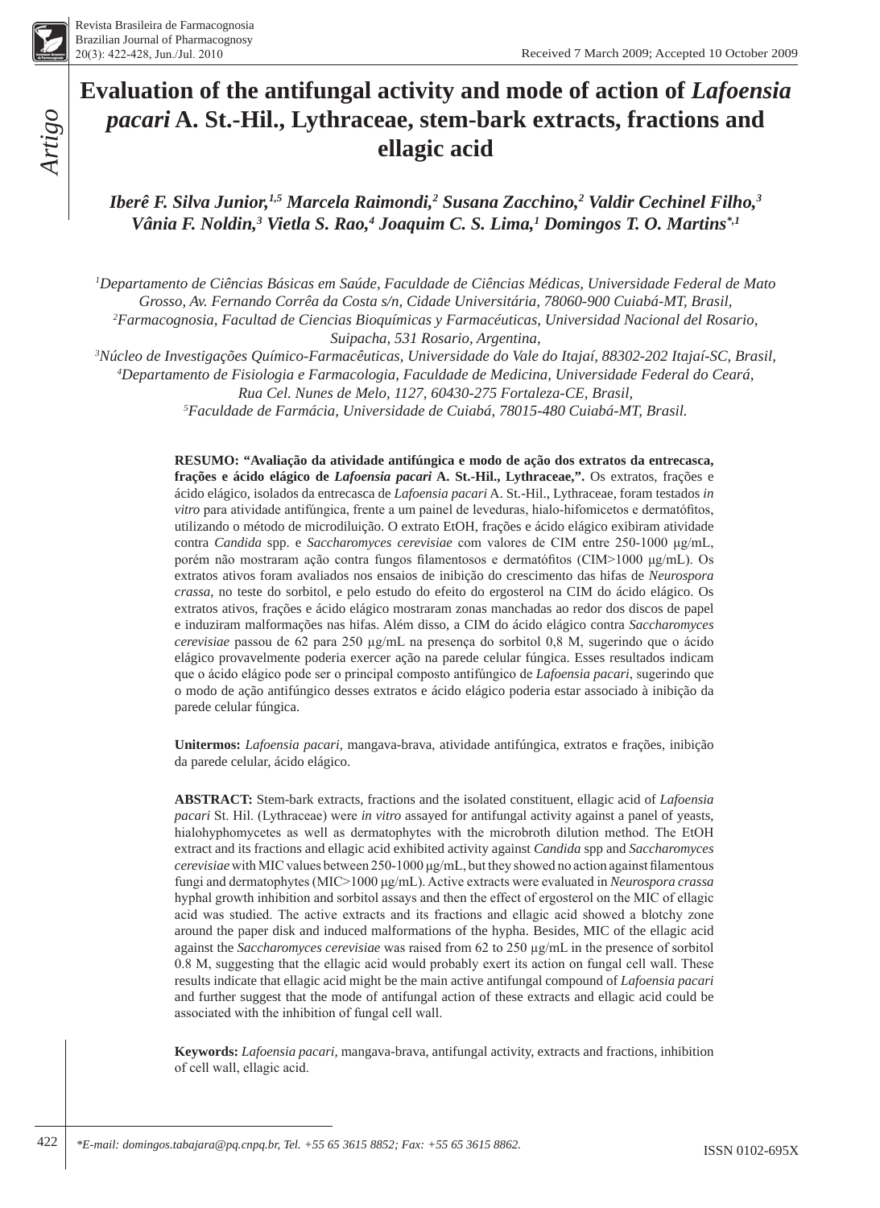Received 7 March 2009; Accepted 10 October 2009

# Evaluation of the antifungal activity and mode of action of *Lafoensia pacari* A. St.-Hil., Lythraceae, stem-bark extracts, fractions and ellagic acid

***Iberê F. Silva Junior,[1,5] Marcela Raimondi,[2] Susana Zacchino,[2] Valdir Cechinel Filho,[3] Vânia F. Noldin,[3] Vietla S. Rao,[4] Joaquim C. S. Lima,[1] Domingos T. O. Martins[*,1]***

*[1]Departamento de Ciências Básicas em Saúde, Faculdade de Ciências Médicas, Universidade Federal de Mato Grosso, Av. Fernando Corrêa da Costa s/n, Cidade Universitária, 78060-900 Cuiabá-MT, Brasil,*
*[2]Farmacognosia, Facultad de Ciencias Bioquímicas y Farmacéuticas, Universidad Nacional del Rosario, Suipacha, 531 Rosario, Argentina,*
*[3]Núcleo de Investigações Químico-Farmacêuticas, Universidade do Vale do Itajaí, 88302-202 Itajaí-SC, Brasil,*
*[4]Departamento de Fisiologia e Farmacologia, Faculdade de Medicina, Universidade Federal do Ceará, Rua Cel. Nunes de Melo, 1127, 60430-275 Fortaleza-CE, Brasil,*
*[5]Faculdade de Farmácia, Universidade de Cuiabá, 78015-480 Cuiabá-MT, Brasil.*

**RESUMO: "Avaliação da atividade antifúngica e modo de ação dos extratos da entrecasca, frações e ácido elágico de *Lafoensia pacari* A. St.-Hil., Lythraceae,".** Os extratos, frações e ácido elágico, isolados da entrecasca de *Lafoensia pacari* A. St.-Hil., Lythraceae, foram testados *in vitro* para atividade antifúngica, frente a um painel de leveduras, hialo-hifomicetos e dermatófitos, utilizando o método de microdiluição. O extrato EtOH, frações e ácido elágico exibiram atividade contra *Candida* spp. e *Saccharomyces cerevisiae* com valores de CIM entre 250-1000 µg/mL, porém não mostraram ação contra fungos filamentosos e dermatófitos (CIM>1000 µg/mL). Os extratos ativos foram avaliados nos ensaios de inibição do crescimento das hifas de *Neurospora crassa,* no teste do sorbitol, e pelo estudo do efeito do ergosterol na CIM do ácido elágico. Os extratos ativos, frações e ácido elágico mostraram zonas manchadas ao redor dos discos de papel e induziram malformações nas hifas. Além disso, a CIM do ácido elágico contra *Saccharomyces cerevisiae* passou de 62 para 250 µg/mL na presença do sorbitol 0,8 M, sugerindo que o ácido elágico provavelmente poderia exercer ação na parede celular fúngica. Esses resultados indicam que o ácido elágico pode ser o principal composto antifúngico de *Lafoensia pacari*, sugerindo que o modo de ação antifúngico desses extratos e ácido elágico poderia estar associado à inibição da parede celular fúngica.

**Unitermos:** *Lafoensia pacari,* mangava-brava, atividade antifúngica, extratos e frações, inibição da parede celular, ácido elágico.

**ABSTRACT:** Stem-bark extracts, fractions and the isolated constituent, ellagic acid of *Lafoensia pacari* St. Hil. (Lythraceae) were *in vitro* assayed for antifungal activity against a panel of yeasts, hialohyphomycetes as well as dermatophytes with the microbroth dilution method. The EtOH extract and its fractions and ellagic acid exhibited activity against *Candida* spp and *Saccharomyces cerevisiae* with MIC values between 250-1000 µg/mL, but they showed no action against filamentous fungi and dermatophytes (MIC>1000 µg/mL). Active extracts were evaluated in *Neurospora crassa* hyphal growth inhibition and sorbitol assays and then the effect of ergosterol on the MIC of ellagic acid was studied. The active extracts and its fractions and ellagic acid showed a blotchy zone around the paper disk and induced malformations of the hypha. Besides, MIC of the ellagic acid against the *Saccharomyces cerevisiae* was raised from 62 to 250 µg/mL in the presence of sorbitol 0.8 M, suggesting that the ellagic acid would probably exert its action on fungal cell wall. These results indicate that ellagic acid might be the main active antifungal compound of *Lafoensia pacari* and further suggest that the mode of antifungal action of these extracts and ellagic acid could be associated with the inhibition of fungal cell wall.

**Keywords:** *Lafoensia pacari,* mangava-brava, antifungal activity, extracts and fractions, inhibition of cell wall, ellagic acid.

*\*E-mail: domingos.tabajara@pq.cnpq.br, Tel. +55 65 3615 8852; Fax: +55 65 3615 8862.*

ISSN 0102-695X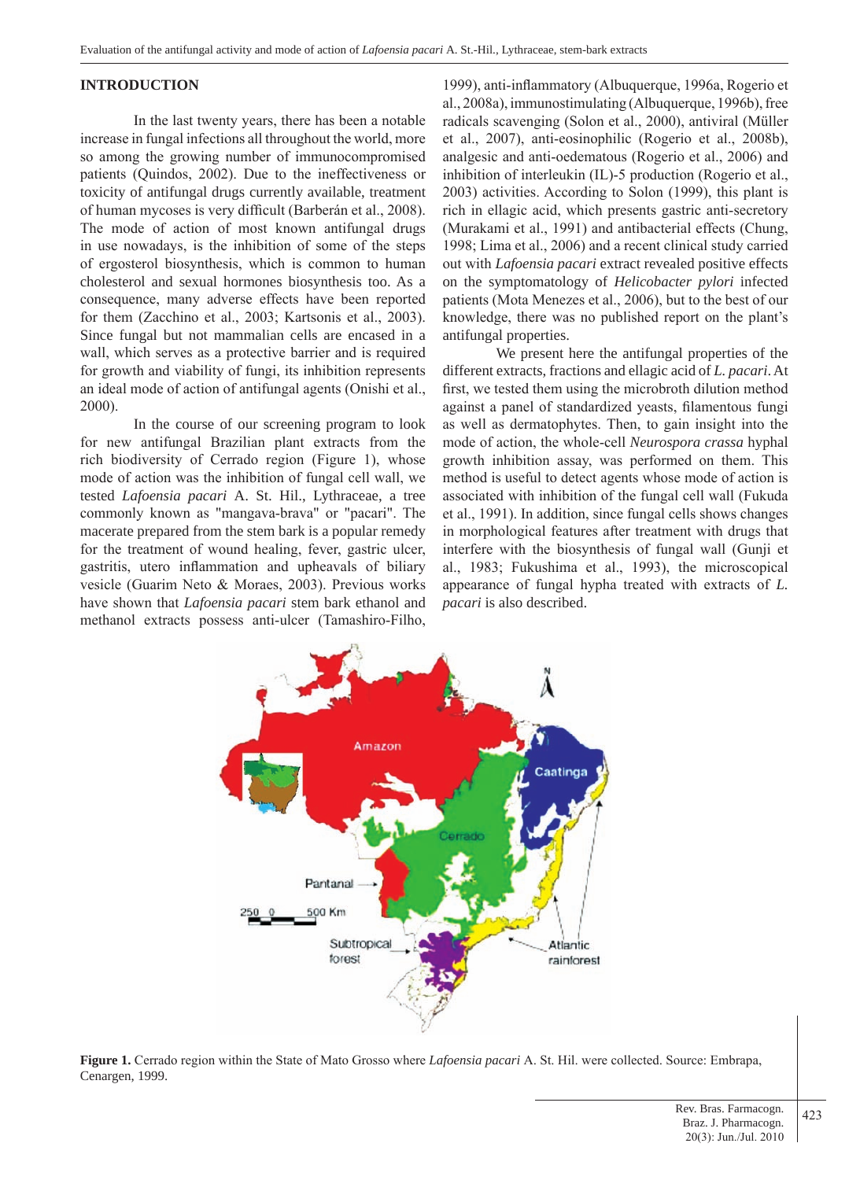## INTRODUCTION

In the last twenty years, there has been a notable increase in fungal infections all throughout the world, more so among the growing number of immunocompromised patients (Quindos, 2002). Due to the ineffectiveness or toxicity of antifungal drugs currently available, treatment of human mycoses is very difficult (Barberán et al., 2008). The mode of action of most known antifungal drugs in use nowadays, is the inhibition of some of the steps of ergosterol biosynthesis, which is common to human cholesterol and sexual hormones biosynthesis too. As a consequence, many adverse effects have been reported for them (Zacchino et al., 2003; Kartsonis et al., 2003). Since fungal but not mammalian cells are encased in a wall, which serves as a protective barrier and is required for growth and viability of fungi, its inhibition represents an ideal mode of action of antifungal agents (Onishi et al., 2000).

In the course of our screening program to look for new antifungal Brazilian plant extracts from the rich biodiversity of Cerrado region (Figure 1), whose mode of action was the inhibition of fungal cell wall, we tested *Lafoensia pacari* A. St. Hil., Lythraceae, a tree commonly known as "mangava-brava" or "pacari". The macerate prepared from the stem bark is a popular remedy for the treatment of wound healing, fever, gastric ulcer, gastritis, utero inflammation and upheavals of biliary vesicle (Guarim Neto & Moraes, 2003). Previous works have shown that *Lafoensia pacari* stem bark ethanol and methanol extracts possess anti-ulcer (Tamashiro-Filho, 1999), anti-inflammatory (Albuquerque, 1996a, Rogerio et al., 2008a), immunostimulating (Albuquerque, 1996b), free radicals scavenging (Solon et al., 2000), antiviral (Müller et al., 2007), anti-eosinophilic (Rogerio et al., 2008b), analgesic and anti-oedematous (Rogerio et al., 2006) and inhibition of interleukin (IL)-5 production (Rogerio et al., 2003) activities. According to Solon (1999), this plant is rich in ellagic acid, which presents gastric anti-secretory (Murakami et al., 1991) and antibacterial effects (Chung, 1998; Lima et al., 2006) and a recent clinical study carried out with *Lafoensia pacari* extract revealed positive effects on the symptomatology of *Helicobacter pylori* infected patients (Mota Menezes et al., 2006), but to the best of our knowledge, there was no published report on the plant's antifungal properties.

We present here the antifungal properties of the different extracts, fractions and ellagic acid of *L. pacari*. At first, we tested them using the microbroth dilution method against a panel of standardized yeasts, filamentous fungi as well as dermatophytes. Then, to gain insight into the mode of action, the whole-cell *Neurospora crassa* hyphal growth inhibition assay, was performed on them. This method is useful to detect agents whose mode of action is associated with inhibition of the fungal cell wall (Fukuda et al., 1991). In addition, since fungal cells shows changes in morphological features after treatment with drugs that interfere with the biosynthesis of fungal wall (Gunji et al., 1983; Fukushima et al., 1993), the microscopical appearance of fungal hypha treated with extracts of *L. pacari* is also described.

**Figure 1.** Cerrado region within the State of Mato Grosso where *Lafoensia pacari* A. St. Hil. were collected. Source: Embrapa, Cenargen, 1999.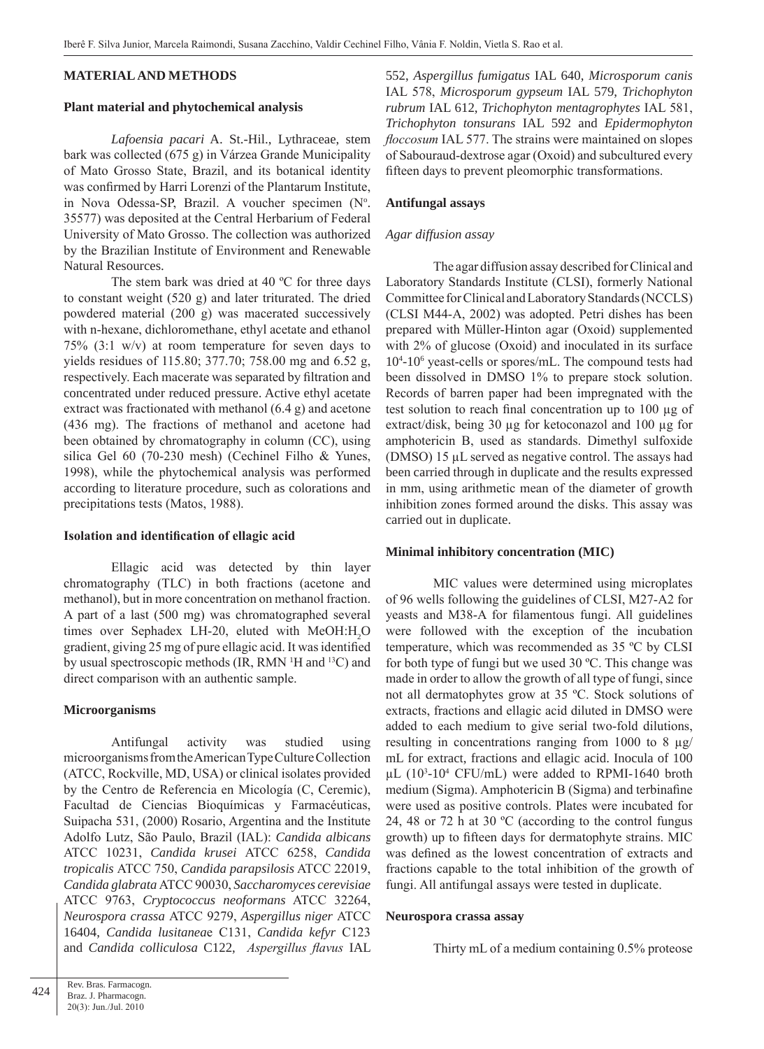## MATERIAL AND METHODS

### Plant material and phytochemical analysis

*Lafoensia pacari* A. St.-Hil., Lythraceae, stem bark was collected (675 g) in Várzea Grande Municipality of Mato Grosso State, Brazil, and its botanical identity was confirmed by Harri Lorenzi of the Plantarum Institute, in Nova Odessa-SP, Brazil. A voucher specimen (N$^o$. 35577) was deposited at the Central Herbarium of Federal University of Mato Grosso. The collection was authorized by the Brazilian Institute of Environment and Renewable Natural Resources.

The stem bark was dried at 40 ºC for three days to constant weight (520 g) and later triturated. The dried powdered material (200 g) was macerated successively with n-hexane, dichloromethane, ethyl acetate and ethanol 75% (3:1 w/v) at room temperature for seven days to yields residues of 115.80; 377.70; 758.00 mg and 6.52 g, respectively. Each macerate was separated by filtration and concentrated under reduced pressure. Active ethyl acetate extract was fractionated with methanol (6.4 g) and acetone (436 mg). The fractions of methanol and acetone had been obtained by chromatography in column (CC), using silica Gel 60 (70-230 mesh) (Cechinel Filho & Yunes, 1998), while the phytochemical analysis was performed according to literature procedure, such as colorations and precipitations tests (Matos, 1988).

### Isolation and identification of ellagic acid

Ellagic acid was detected by thin layer chromatography (TLC) in both fractions (acetone and methanol), but in more concentration on methanol fraction. A part of a last (500 mg) was chromatographed several times over Sephadex LH-20, eluted with MeOH:$H_2O$ gradient, giving 25 mg of pure ellagic acid. It was identified by usual spectroscopic methods (IR, RMN $^1$H and $^{13}$C) and direct comparison with an authentic sample.

### Microorganisms

Antifungal activity was studied using microorganisms from the American Type Culture Collection (ATCC, Rockville, MD, USA) or clinical isolates provided by the Centro de Referencia en Micología (C, Ceremic), Facultad de Ciencias Bioquímicas y Farmacéuticas, Suipacha 531, (2000) Rosario, Argentina and the Institute Adolfo Lutz, São Paulo, Brazil (IAL): *Candida albicans* ATCC 10231, *Candida krusei* ATCC 6258, *Candida tropicalis* ATCC 750, *Candida parapsilosis* ATCC 22019, *Candida glabrata* ATCC 90030, *Saccharomyces cerevisiae* ATCC 9763, *Cryptococcus neoformans* ATCC 32264, *Neurospora crassa* ATCC 9279, *Aspergillus niger* ATCC 16404, *Candida lusitaneae* C131, *Candida kefyr* C123 and *Candida colliculosa* C122, *Aspergillus flavus* IAL 552, *Aspergillus fumigatus* IAL 640, *Microsporum canis* IAL 578, *Microsporum gypseum* IAL 579, *Trichophyton rubrum* IAL 612, *Trichophyton mentagrophytes* IAL 581, *Trichophyton tonsurans* IAL 592 and *Epidermophyton floccosum* IAL 577. The strains were maintained on slopes of Sabouraud-dextrose agar (Oxoid) and subcultured every fifteen days to prevent pleomorphic transformations.

### Antifungal assays

#### *Agar diffusion assay*

The agar diffusion assay described for Clinical and Laboratory Standards Institute (CLSI), formerly National Committee for Clinical and Laboratory Standards (NCCLS) (CLSI M44-A, 2002) was adopted. Petri dishes has been prepared with Müller-Hinton agar (Oxoid) supplemented with 2% of glucose (Oxoid) and inoculated in its surface $10^4$-$10^6$ yeast-cells or spores/mL. The compound tests had been dissolved in DMSO 1% to prepare stock solution. Records of barren paper had been impregnated with the test solution to reach final concentration up to 100 µg of extract/disk, being 30 µg for ketoconazol and 100 µg for amphotericin B, used as standards. Dimethyl sulfoxide (DMSO) 15 µL served as negative control. The assays had been carried through in duplicate and the results expressed in mm, using arithmetic mean of the diameter of growth inhibition zones formed around the disks. This assay was carried out in duplicate.

### Minimal inhibitory concentration (MIC)

MIC values were determined using microplates of 96 wells following the guidelines of CLSI, M27-A2 for yeasts and M38-A for filamentous fungi. All guidelines were followed with the exception of the incubation temperature, which was recommended as 35 ºC by CLSI for both type of fungi but we used 30 ºC. This change was made in order to allow the growth of all type of fungi, since not all dermatophytes grow at 35 ºC. Stock solutions of extracts, fractions and ellagic acid diluted in DMSO were added to each medium to give serial two-fold dilutions, resulting in concentrations ranging from 1000 to 8 µg/mL for extract, fractions and ellagic acid. Inocula of 100 µL ($10^3$-$10^4$ CFU/mL) were added to RPMI-1640 broth medium (Sigma). Amphotericin B (Sigma) and terbinafine were used as positive controls. Plates were incubated for 24, 48 or 72 h at 30 ºC (according to the control fungus growth) up to fifteen days for dermatophyte strains. MIC was defined as the lowest concentration of extracts and fractions capable to the total inhibition of the growth of fungi. All antifungal assays were tested in duplicate.

### Neurospora crassa assay

Thirty mL of a medium containing 0.5% proteose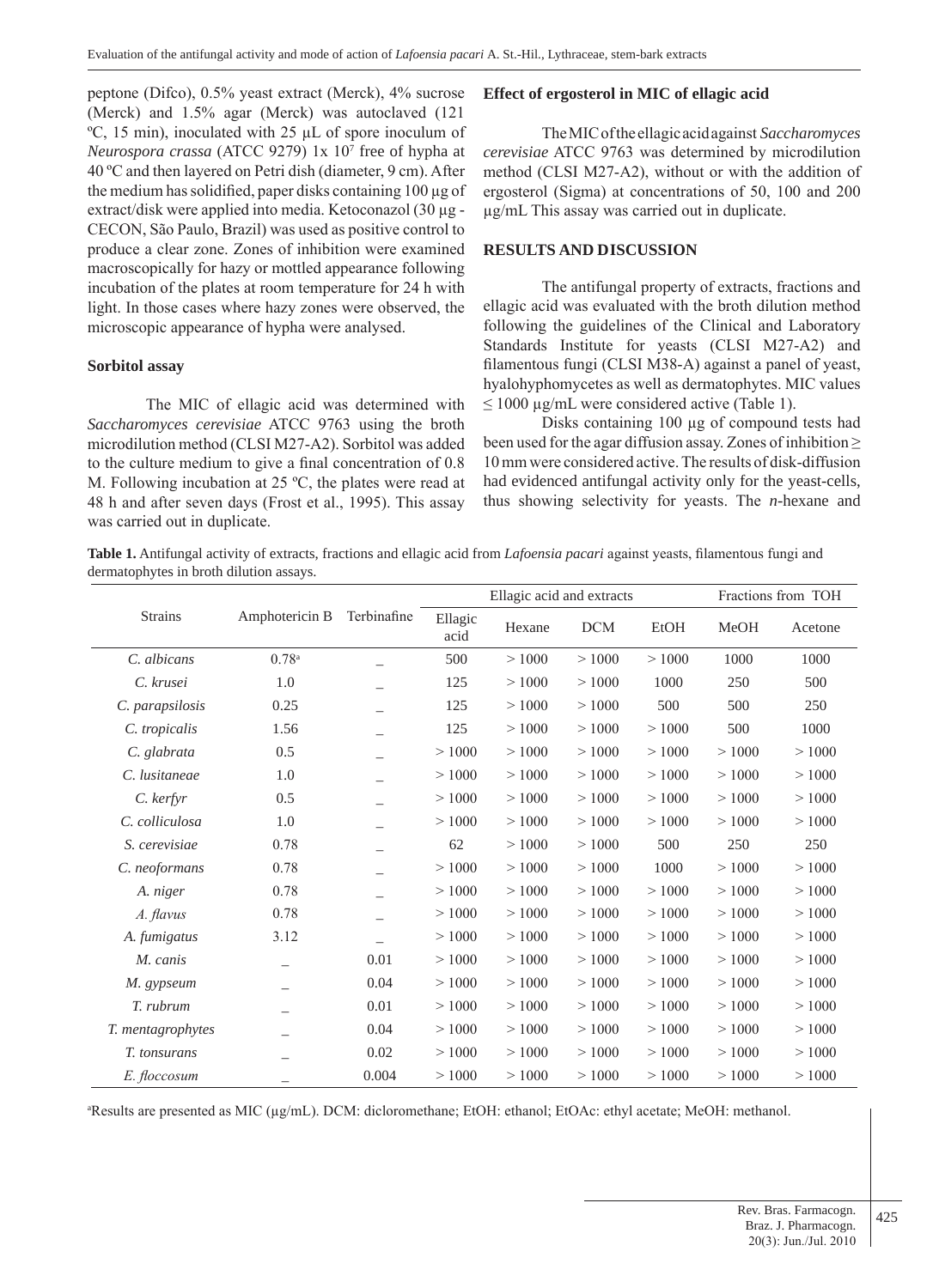peptone (Difco), 0.5% yeast extract (Merck), 4% sucrose (Merck) and 1.5% agar (Merck) was autoclaved (121 ºC, 15 min), inoculated with 25 µL of spore inoculum of *Neurospora crassa* (ATCC 9279) 1x $10^7$ free of hypha at 40 ºC and then layered on Petri dish (diameter, 9 cm). After the medium has solidified, paper disks containing 100 µg of extract/disk were applied into media. Ketoconazol (30 µg - CECON, São Paulo, Brazil) was used as positive control to produce a clear zone. Zones of inhibition were examined macroscopically for hazy or mottled appearance following incubation of the plates at room temperature for 24 h with light. In those cases where hazy zones were observed, the microscopic appearance of hypha were analysed.

### Sorbitol assay

The MIC of ellagic acid was determined with *Saccharomyces cerevisiae* ATCC 9763 using the broth microdilution method (CLSI M27-A2). Sorbitol was added to the culture medium to give a final concentration of 0.8 M. Following incubation at 25 ºC, the plates were read at 48 h and after seven days (Frost et al., 1995). This assay was carried out in duplicate.

### Effect of ergosterol in MIC of ellagic acid

The MIC of the ellagic acid against *Saccharomyces cerevisiae* ATCC 9763 was determined by microdilution method (CLSI M27-A2), without or with the addition of ergosterol (Sigma) at concentrations of 50, 100 and 200 µg/mL This assay was carried out in duplicate.

## RESULTS AND DISCUSSION

The antifungal property of extracts, fractions and ellagic acid was evaluated with the broth dilution method following the guidelines of the Clinical and Laboratory Standards Institute for yeasts (CLSI M27-A2) and filamentous fungi (CLSI M38-A) against a panel of yeast, hyalohyphomycetes as well as dermatophytes. MIC values ≤ 1000 µg/mL were considered active (Table 1).

Disks containing 100 µg of compound tests had been used for the agar diffusion assay. Zones of inhibition ≥ 10 mm were considered active. The results of disk-diffusion had evidenced antifungal activity only for the yeast-cells, thus showing selectivity for yeasts. The *n*-hexane and

**Table 1.** Antifungal activity of extracts, fractions and ellagic acid from *Lafoensia pacari* against yeasts, filamentous fungi and dermatophytes in broth dilution assays.

| Strains | Amphotericin B | Terbinafine | Ellagic acid and extracts | | | | Fractions from TOH | |
|---|---|---|---|---|---|---|---|---|
| | | | Ellagic acid | Hexane | DCM | EtOH | MeOH | Acetone |
| *C. albicans* | 0.78[a] | _ | 500 | > 1000 | > 1000 | > 1000 | 1000 | 1000 |
| *C. krusei* | 1.0 | _ | 125 | > 1000 | > 1000 | 1000 | 250 | 500 |
| *C. parapsilosis* | 0.25 | _ | 125 | > 1000 | > 1000 | 500 | 500 | 250 |
| *C. tropicalis* | 1.56 | _ | 125 | > 1000 | > 1000 | > 1000 | 500 | 1000 |
| *C. glabrata* | 0.5 | _ | > 1000 | > 1000 | > 1000 | > 1000 | > 1000 | > 1000 |
| *C. lusitaneae* | 1.0 | _ | > 1000 | > 1000 | > 1000 | > 1000 | > 1000 | > 1000 |
| *C. kerfyr* | 0.5 | _ | > 1000 | > 1000 | > 1000 | > 1000 | > 1000 | > 1000 |
| *C. colliculosa* | 1.0 | _ | > 1000 | > 1000 | > 1000 | > 1000 | > 1000 | > 1000 |
| *S. cerevisiae* | 0.78 | _ | 62 | > 1000 | > 1000 | 500 | 250 | 250 |
| *C. neoformans* | 0.78 | _ | > 1000 | > 1000 | > 1000 | 1000 | > 1000 | > 1000 |
| *A. niger* | 0.78 | _ | > 1000 | > 1000 | > 1000 | > 1000 | > 1000 | > 1000 |
| *A. flavus* | 0.78 | _ | > 1000 | > 1000 | > 1000 | > 1000 | > 1000 | > 1000 |
| *A. fumigatus* | 3.12 | _ | > 1000 | > 1000 | > 1000 | > 1000 | > 1000 | > 1000 |
| *M. canis* | _ | 0.01 | > 1000 | > 1000 | > 1000 | > 1000 | > 1000 | > 1000 |
| *M. gypseum* | _ | 0.04 | > 1000 | > 1000 | > 1000 | > 1000 | > 1000 | > 1000 |
| *T. rubrum* | _ | 0.01 | > 1000 | > 1000 | > 1000 | > 1000 | > 1000 | > 1000 |
| *T. mentagrophytes* | _ | 0.04 | > 1000 | > 1000 | > 1000 | > 1000 | > 1000 | > 1000 |
| *T. tonsurans* | _ | 0.02 | > 1000 | > 1000 | > 1000 | > 1000 | > 1000 | > 1000 |
| *E. floccosum* | _ | 0.004 | > 1000 | > 1000 | > 1000 | > 1000 | > 1000 | > 1000 |

[a]Results are presented as MIC (µg/mL). DCM: dicloromethane; EtOH: ethanol; EtOAc: ethyl acetate; MeOH: methanol.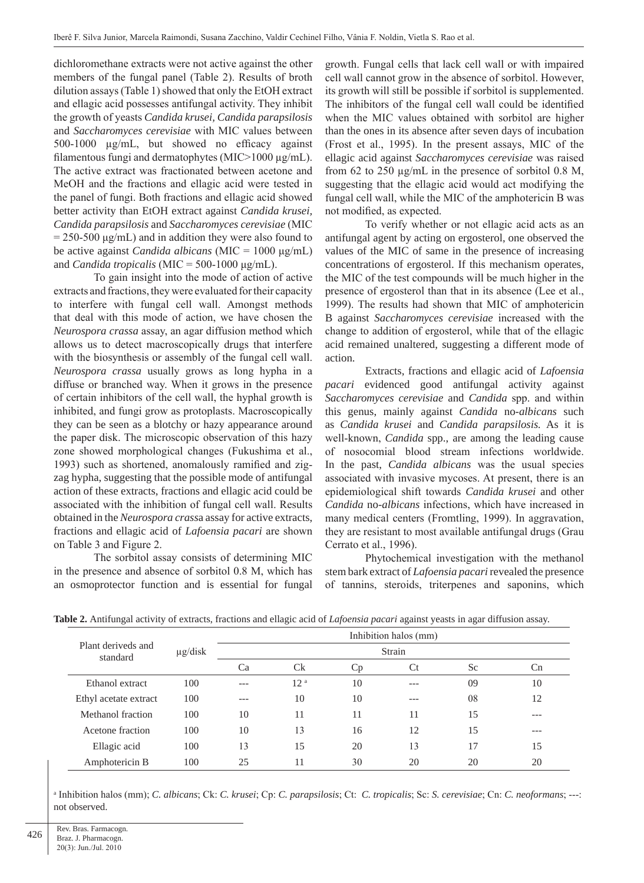dichloromethane extracts were not active against the other members of the fungal panel (Table 2). Results of broth dilution assays (Table 1) showed that only the EtOH extract and ellagic acid possesses antifungal activity. They inhibit the growth of yeasts *Candida krusei, Candida parapsilosis* and *Saccharomyces cerevisiae* with MIC values between 500-1000 µg/mL, but showed no efficacy against filamentous fungi and dermatophytes (MIC>1000 µg/mL). The active extract was fractionated between acetone and MeOH and the fractions and ellagic acid were tested in the panel of fungi. Both fractions and ellagic acid showed better activity than EtOH extract against *Candida krusei, Candida parapsilosis* and *Saccharomyces cerevisiae* (MIC = 250-500 µg/mL) and in addition they were also found to be active against *Candida albicans* (MIC = 1000 µg/mL) and *Candida tropicalis* (MIC = 500-1000 µg/mL).

To gain insight into the mode of action of active extracts and fractions, they were evaluated for their capacity to interfere with fungal cell wall. Amongst methods that deal with this mode of action, we have chosen the *Neurospora crassa* assay, an agar diffusion method which allows us to detect macroscopically drugs that interfere with the biosynthesis or assembly of the fungal cell wall. *Neurospora crassa* usually grows as long hypha in a diffuse or branched way. When it grows in the presence of certain inhibitors of the cell wall, the hyphal growth is inhibited, and fungi grow as protoplasts. Macroscopically they can be seen as a blotchy or hazy appearance around the paper disk. The microscopic observation of this hazy zone showed morphological changes (Fukushima et al., 1993) such as shortened, anomalously ramified and zig-zag hypha, suggesting that the possible mode of antifungal action of these extracts, fractions and ellagic acid could be associated with the inhibition of fungal cell wall. Results obtained in the *Neurospora crassa* assay for active extracts, fractions and ellagic acid of *Lafoensia pacari* are shown on Table 3 and Figure 2.

The sorbitol assay consists of determining MIC in the presence and absence of sorbitol 0.8 M, which has an osmoprotector function and is essential for fungal growth. Fungal cells that lack cell wall or with impaired cell wall cannot grow in the absence of sorbitol. However, its growth will still be possible if sorbitol is supplemented. The inhibitors of the fungal cell wall could be identified when the MIC values obtained with sorbitol are higher than the ones in its absence after seven days of incubation (Frost et al., 1995). In the present assays, MIC of the ellagic acid against *Saccharomyces cerevisiae* was raised from 62 to 250 µg/mL in the presence of sorbitol 0.8 M, suggesting that the ellagic acid would act modifying the fungal cell wall, while the MIC of the amphotericin B was not modified, as expected.

To verify whether or not ellagic acid acts as an antifungal agent by acting on ergosterol, one observed the values of the MIC of same in the presence of increasing concentrations of ergosterol. If this mechanism operates, the MIC of the test compounds will be much higher in the presence of ergosterol than that in its absence (Lee et al., 1999). The results had shown that MIC of amphotericin B against *Saccharomyces cerevisiae* increased with the change to addition of ergosterol, while that of the ellagic acid remained unaltered, suggesting a different mode of action.

Extracts, fractions and ellagic acid of *Lafoensia pacari* evidenced good antifungal activity against *Saccharomyces cerevisiae* and *Candida* spp. and within this genus, mainly against *Candida* no-*albicans* such as *Candida krusei* and *Candida parapsilosis.* As it is well-known, *Candida* spp., are among the leading cause of nosocomial blood stream infections worldwide. In the past, *Candida albicans* was the usual species associated with invasive mycoses. At present, there is an epidemiological shift towards *Candida krusei* and other *Candida* no-*albicans* infections, which have increased in many medical centers (Fromtling, 1999). In aggravation, they are resistant to most available antifungal drugs (Grau Cerrato et al., 1996).

Phytochemical investigation with the methanol stem bark extract of *Lafoensia pacari* revealed the presence of tannins, steroids, triterpenes and saponins, which

**Table 2.** Antifungal activity of extracts, fractions and ellagic acid of *Lafoensia pacari* against yeasts in agar diffusion assay.

| Plant deriveds and standard | µg/disk | Inhibition halos (mm) | | | | | |
|---|---|---|---|---|---|---|---|
| | | Strain | | | | | |
| | | Ca | Ck | Cp | Ct | Sc | Cn |
| Ethanol extract | 100 | --- | 12 [a] | 10 | --- | 09 | 10 |
| Ethyl acetate extract | 100 | --- | 10 | 10 | --- | 08 | 12 |
| Methanol fraction | 100 | 10 | 11 | 11 | 11 | 15 | --- |
| Acetone fraction | 100 | 10 | 13 | 16 | 12 | 15 | --- |
| Ellagic acid | 100 | 13 | 15 | 20 | 13 | 17 | 15 |
| Amphotericin B | 100 | 25 | 11 | 30 | 20 | 20 | 20 |

[a] Inhibition halos (mm); *C. albicans*; Ck: *C. krusei*; Cp: *C. parapsilosis*; Ct: *C. tropicalis*; Sc: *S. cerevisiae*; Cn: *C. neoformans*; ---: not observed.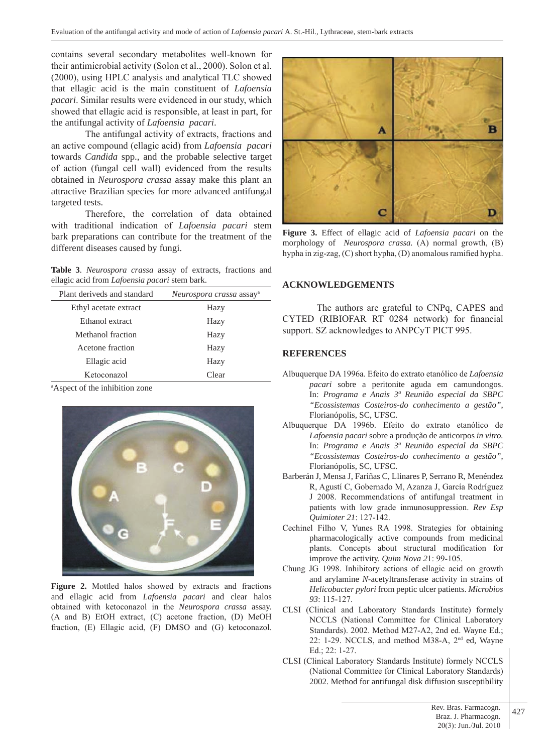contains several secondary metabolites well-known for their antimicrobial activity (Solon et al., 2000). Solon et al. (2000), using HPLC analysis and analytical TLC showed that ellagic acid is the main constituent of *Lafoensia pacari*. Similar results were evidenced in our study, which showed that ellagic acid is responsible, at least in part, for the antifungal activity of *Lafoensia pacari*.

The antifungal activity of extracts, fractions and an active compound (ellagic acid) from *Lafoensia pacari* towards *Candida* spp., and the probable selective target of action (fungal cell wall) evidenced from the results obtained in *Neurospora crassa* assay make this plant an attractive Brazilian species for more advanced antifungal targeted tests.

Therefore, the correlation of data obtained with traditional indication of *Lafoensia pacari* stem bark preparations can contribute for the treatment of the different diseases caused by fungi.

**Table 3**. *Neurospora crassa* assay of extracts, fractions and ellagic acid from *Lafoensia pacari* stem bark.

| Plant deriveds and standard | *Neurospora crassa* assay[a] |
|---|---|
| Ethyl acetate extract | Hazy |
| Ethanol extract | Hazy |
| Methanol fraction | Hazy |
| Acetone fraction | Hazy |
| Ellagic acid | Hazy |
| Ketoconazol | Clear |

[a]Aspect of the inhibition zone

**Figure 2.** Mottled halos showed by extracts and fractions and ellagic acid from *Lafoensia pacari* and clear halos obtained with ketoconazol in the *Neurospora crassa* assay. (A and B) EtOH extract, (C) acetone fraction, (D) MeOH fraction, (E) Ellagic acid, (F) DMSO and (G) ketoconazol.

**Figure 3.** Effect of ellagic acid of *Lafoensia pacari* on the morphology of *Neurospora crassa.* (A) normal growth, (B) hypha in zig-zag, (C) short hypha, (D) anomalous ramified hypha.

## ACKNOWLEDGEMENTS

The authors are grateful to CNPq, CAPES and CYTED (RIBIOFAR RT 0284 network) for financial support. SZ acknowledges to ANPCyT PICT 995.

## REFERENCES

Albuquerque DA 1996a. Efeito do extrato etanólico de *Lafoensia pacari* sobre a peritonite aguda em camundongos. In: *Programa e Anais 3ª Reunião especial da SBPC "Ecossistemas Costeiros-do conhecimento a gestão"*, Florianópolis, SC, UFSC.

Albuquerque DA 1996b. Efeito do extrato etanólico de *Lafoensia pacari* sobre a produção de anticorpos *in vitro.* In: *Programa e Anais 3ª Reunião especial da SBPC "Ecossistemas Costeiros-do conhecimento a gestão"*, Florianópolis, SC, UFSC.

Barberán J, Mensa J, Fariñas C, Llinares P, Serrano R, Menéndez R, Agustí C, Gobernado M, Azanza J, García Rodríguez J 2008. Recommendations of antifungal treatment in patients with low grade inmunosuppression. *Rev Esp Quimioter 21*: 127-142.

Cechinel Filho V, Yunes RA 1998. Strategies for obtaining pharmacologically active compounds from medicinal plants. Concepts about structural modification for improve the activity. *Quim Nova 21*: 99-105.

Chung JG 1998. Inhibitory actions of ellagic acid on growth and arylamine *N*-acetyltransferase activity in strains of *Helicobacter pylori* from peptic ulcer patients. *Microbios 93*: 115-127.

CLSI (Clinical and Laboratory Standards Institute) formely NCCLS (National Committee for Clinical Laboratory Standards). 2002. Method M27-A2, 2nd ed. Wayne Ed.; 22: 1-29. NCCLS, and method M38-A, 2nd ed, Wayne Ed.; 22: 1-27.

CLSI (Clinical Laboratory Standards Institute) formely NCCLS (National Committee for Clinical Laboratory Standards) 2002. Method for antifungal disk diffusion susceptibility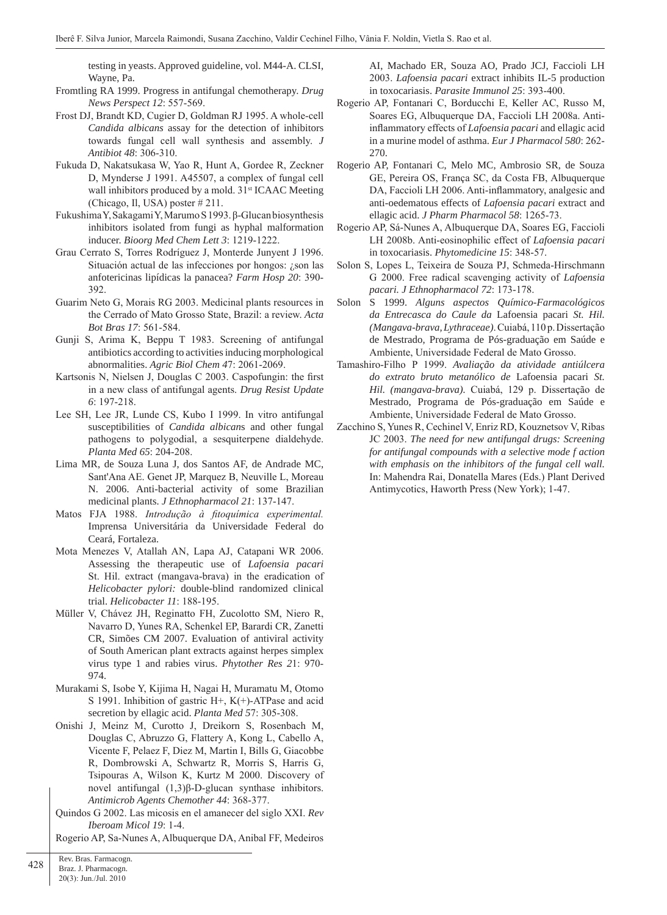testing in yeasts. Approved guideline, vol. M44-A. CLSI, Wayne, Pa.

Fromtling RA 1999. Progress in antifungal chemotherapy. *Drug News Perspect 12*: 557-569.

Frost DJ, Brandt KD, Cugier D, Goldman RJ 1995. A whole-cell *Candida albicans* assay for the detection of inhibitors towards fungal cell wall synthesis and assembly. *J Antibiot 48*: 306-310.

Fukuda D, Nakatsukasa W, Yao R, Hunt A, Gordee R, Zeckner D, Mynderse J 1991. A45507, a complex of fungal cell wall inhibitors produced by a mold. 31st ICAAC Meeting (Chicago, Il, USA) poster # 211.

Fukushima Y, Sakagami Y, Marumo S 1993. β-Glucan biosynthesis inhibitors isolated from fungi as hyphal malformation inducer. *Bioorg Med Chem Lett 3*: 1219-1222.

Grau Cerrato S, Torres Rodríguez J, Monterde Junyent J 1996. Situación actual de las infecciones por hongos: ¿son las anfotericinas lipídicas la panacea? *Farm Hosp 20*: 390-392.

Guarim Neto G, Morais RG 2003. Medicinal plants resources in the Cerrado of Mato Grosso State, Brazil: a review. *Acta Bot Bras 17*: 561-584.

Gunji S, Arima K, Beppu T 1983. Screening of antifungal antibiotics according to activities inducing morphological abnormalities. *Agric Biol Chem 47*: 2061-2069.

Kartsonis N, Nielsen J, Douglas C 2003. Caspofungin: the first in a new class of antifungal agents. *Drug Resist Update 6*: 197-218.

Lee SH, Lee JR, Lunde CS, Kubo I 1999. In vitro antifungal susceptibilities of *Candida albicans* and other fungal pathogens to polygodial, a sesquiterpene dialdehyde. *Planta Med 65*: 204-208.

Lima MR, de Souza Luna J, dos Santos AF, de Andrade MC, Sant'Ana AE. Genet JP, Marquez B, Neuville L, Moreau N. 2006. Anti-bacterial activity of some Brazilian medicinal plants. *J Ethnopharmacol 21*: 137-147.

Matos FJA 1988. *Introdução à fitoquímica experimental.* Imprensa Universitária da Universidade Federal do Ceará, Fortaleza.

Mota Menezes V, Atallah AN, Lapa AJ, Catapani WR 2006. Assessing the therapeutic use of *Lafoensia pacari* St. Hil. extract (mangava-brava) in the eradication of *Helicobacter pylori:* double-blind randomized clinical trial. *Helicobacter 11*: 188-195.

Müller V, Chávez JH, Reginatto FH, Zucolotto SM, Niero R, Navarro D, Yunes RA, Schenkel EP, Barardi CR, Zanetti CR, Simões CM 2007. Evaluation of antiviral activity of South American plant extracts against herpes simplex virus type 1 and rabies virus. *Phytother Res 21*: 970-974.

Murakami S, Isobe Y, Kijima H, Nagai H, Muramatu M, Otomo S 1991. Inhibition of gastric H+, K(+)-ATPase and acid secretion by ellagic acid. *Planta Med 57*: 305-308.

Onishi J, Meinz M, Curotto J, Dreikorn S, Rosenbach M, Douglas C, Abruzzo G, Flattery A, Kong L, Cabello A, Vicente F, Pelaez F, Diez M, Martin I, Bills G, Giacobbe R, Dombrowski A, Schwartz R, Morris S, Harris G, Tsipouras A, Wilson K, Kurtz M 2000. Discovery of novel antifungal (1,3)β-D-glucan synthase inhibitors. *Antimicrob Agents Chemother 44*: 368-377.

Quindos G 2002. Las micosis en el amanecer del siglo XXI. *Rev Iberoam Micol 19*: 1-4.

Rogerio AP, Sa-Nunes A, Albuquerque DA, Anibal FF, Medeiros AI, Machado ER, Souza AO, Prado JCJ, Faccioli LH 2003. *Lafoensia pacari* extract inhibits IL-5 production in toxocariasis. *Parasite Immunol 25*: 393-400.

Rogerio AP, Fontanari C, Borducchi E, Keller AC, Russo M, Soares EG, Albuquerque DA, Faccioli LH 2008a. Anti-inflammatory effects of *Lafoensia pacari* and ellagic acid in a murine model of asthma. *Eur J Pharmacol 580*: 262-270.

Rogerio AP, Fontanari C, Melo MC, Ambrosio SR, de Souza GE, Pereira OS, França SC, da Costa FB, Albuquerque DA, Faccioli LH 2006. Anti-inflammatory, analgesic and anti-oedematous effects of *Lafoensia pacari* extract and ellagic acid. *J Pharm Pharmacol 58*: 1265-73.

Rogerio AP, Sá-Nunes A, Albuquerque DA, Soares EG, Faccioli LH 2008b. Anti-eosinophilic effect of *Lafoensia pacari* in toxocariasis. *Phytomedicine 15*: 348-57.

Solon S, Lopes L, Teixeira de Souza PJ, Schmeda-Hirschmann G 2000. Free radical scavenging activity of *Lafoensia pacari. J Ethnopharmacol 72*: 173-178.

Solon S 1999. *Alguns aspectos Químico-Farmacológicos da Entrecasca do Caule da* Lafoensia pacari *St. Hil. (Mangava-brava, Lythraceae)*. Cuiabá, 110 p. Dissertação de Mestrado, Programa de Pós-graduação em Saúde e Ambiente, Universidade Federal de Mato Grosso.

Tamashiro-Filho P 1999. *Avaliação da atividade antiúlcera do extrato bruto metanólico de* Lafoensia pacari *St. Hil. (mangava-brava).* Cuiabá, 129 p. Dissertação de Mestrado, Programa de Pós-graduação em Saúde e Ambiente, Universidade Federal de Mato Grosso.

Zacchino S, Yunes R, Cechinel V, Enriz RD, Kouznetsov V, Ribas JC 2003. *The need for new antifungal drugs: Screening for antifungal compounds with a selective mode f action with emphasis on the inhibitors of the fungal cell wall.* In: Mahendra Rai, Donatella Mares (Eds.) Plant Derived Antimycotics, Haworth Press (New York); 1-47.